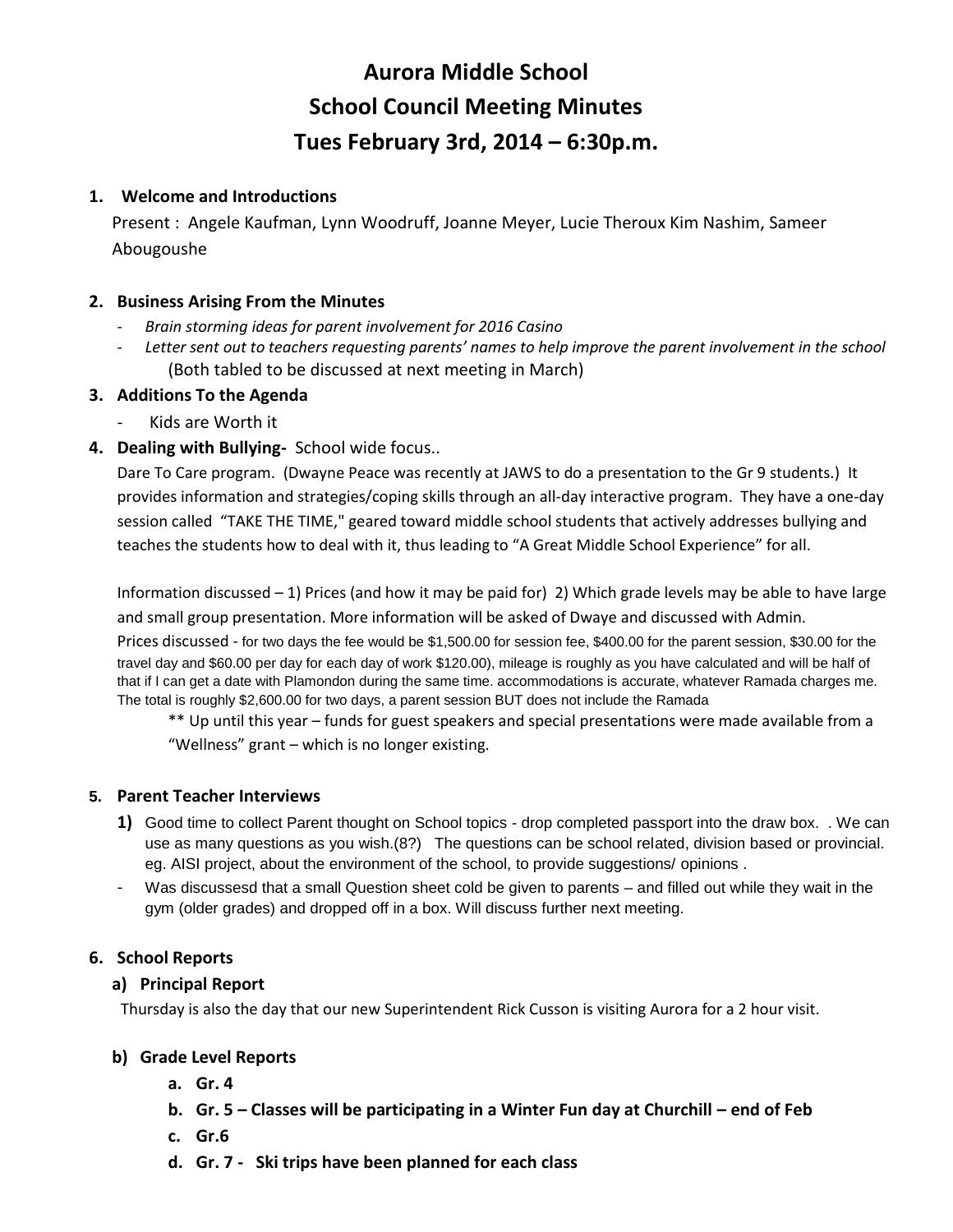# Aurora Middle School
# School Council Meeting Minutes
# Tues February 3rd, 2014 – 6:30p.m.

**1. Welcome and Introductions**

Present : Angele Kaufman, Lynn Woodruff, Joanne Meyer, Lucie Theroux Kim Nashim, Sameer Abougoushe

**2. Business Arising From the Minutes**

- *Brain storming ideas for parent involvement for 2016 Casino*
- *Letter sent out to teachers requesting parents' names to help improve the parent involvement in the school* (Both tabled to be discussed at next meeting in March)

**3. Additions To the Agenda**

- Kids are Worth it

**4. Dealing with Bullying-** School wide focus..

Dare To Care program. (Dwayne Peace was recently at JAWS to do a presentation to the Gr 9 students.) It provides information and strategies/coping skills through an all-day interactive program. They have a one-day session called "TAKE THE TIME," geared toward middle school students that actively addresses bullying and teaches the students how to deal with it, thus leading to "A Great Middle School Experience" for all.

Information discussed – 1) Prices (and how it may be paid for) 2) Which grade levels may be able to have large and small group presentation. More information will be asked of Dwaye and discussed with Admin.

Prices discussed - for two days the fee would be $1,500.00 for session fee, $400.00 for the parent session, $30.00 for the travel day and $60.00 per day for each day of work $120.00), mileage is roughly as you have calculated and will be half of that if I can get a date with Plamondon during the same time. accommodations is accurate, whatever Ramada charges me. The total is roughly $2,600.00 for two days, a parent session BUT does not include the Ramada

** Up until this year – funds for guest speakers and special presentations were made available from a "Wellness" grant – which is no longer existing.

**5. Parent Teacher Interviews**

**1)** Good time to collect Parent thought on School topics - drop completed passport into the draw box. . We can use as many questions as you wish.(8?) The questions can be school related, division based or provincial. eg. AISI project, about the environment of the school, to provide suggestions/ opinions .

- Was discussesd that a small Question sheet cold be given to parents – and filled out while they wait in the gym (older grades) and dropped off in a box. Will discuss further next meeting.

**6. School Reports**

**a) Principal Report**

Thursday is also the day that our new Superintendent Rick Cusson is visiting Aurora for a 2 hour visit.

**b) Grade Level Reports**

**a. Gr. 4**

**b. Gr. 5 – Classes will be participating in a Winter Fun day at Churchill – end of Feb**

**c. Gr.6**

**d. Gr. 7 - Ski trips have been planned for each class**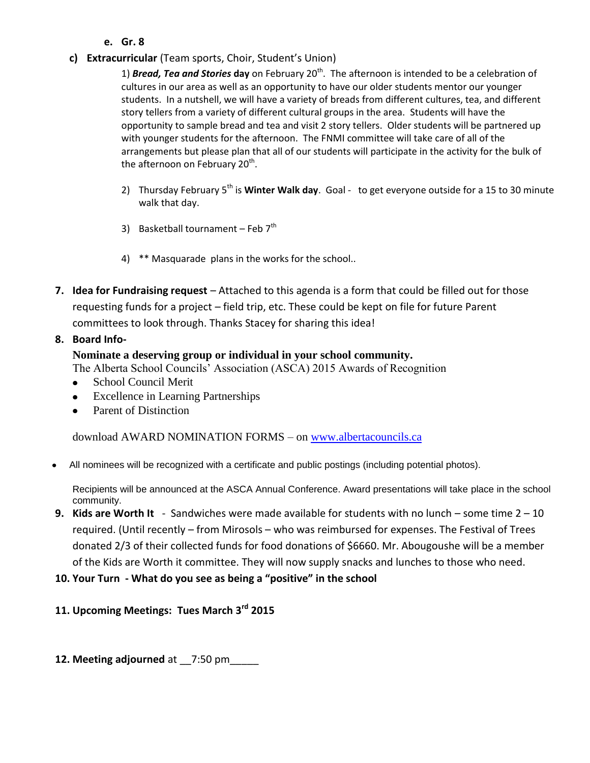e. **Gr. 8**

**c) Extracurricular** (Team sports, Choir, Student's Union)

1) ***Bread, Tea and Stories* day** on February 20th. The afternoon is intended to be a celebration of cultures in our area as well as an opportunity to have our older students mentor our younger students. In a nutshell, we will have a variety of breads from different cultures, tea, and different story tellers from a variety of different cultural groups in the area. Students will have the opportunity to sample bread and tea and visit 2 story tellers. Older students will be partnered up with younger students for the afternoon. The FNMI committee will take care of all of the arrangements but please plan that all of our students will participate in the activity for the bulk of the afternoon on February 20th.

2) Thursday February 5th is **Winter Walk day**. Goal - to get everyone outside for a 15 to 30 minute walk that day.

3) Basketball tournament – Feb 7th

4) ** Masquarade plans in the works for the school..

7. **Idea for Fundraising request** – Attached to this agenda is a form that could be filled out for those requesting funds for a project – field trip, etc. These could be kept on file for future Parent committees to look through. Thanks Stacey for sharing this idea!

8. **Board Info-**

**Nominate a deserving group or individual in your school community.**

The Alberta School Councils' Association (ASCA) 2015 Awards of Recognition

- School Council Merit
- Excellence in Learning Partnerships
- Parent of Distinction

download AWARD NOMINATION FORMS – on www.albertacouncils.ca

- All nominees will be recognized with a certificate and public postings (including potential photos).

Recipients will be announced at the ASCA Annual Conference. Award presentations will take place in the school community.

9. **Kids are Worth It** - Sandwiches were made available for students with no lunch – some time 2 – 10 required. (Until recently – from Mirosols – who was reimbursed for expenses. The Festival of Trees donated 2/3 of their collected funds for food donations of $6660. Mr. Abougoushe will be a member of the Kids are Worth it committee. They will now supply snacks and lunches to those who need.

10. **Your Turn - What do you see as being a "positive" in the school**

11. **Upcoming Meetings: Tues March 3rd 2015**

12. **Meeting adjourned** at __7:50 pm_____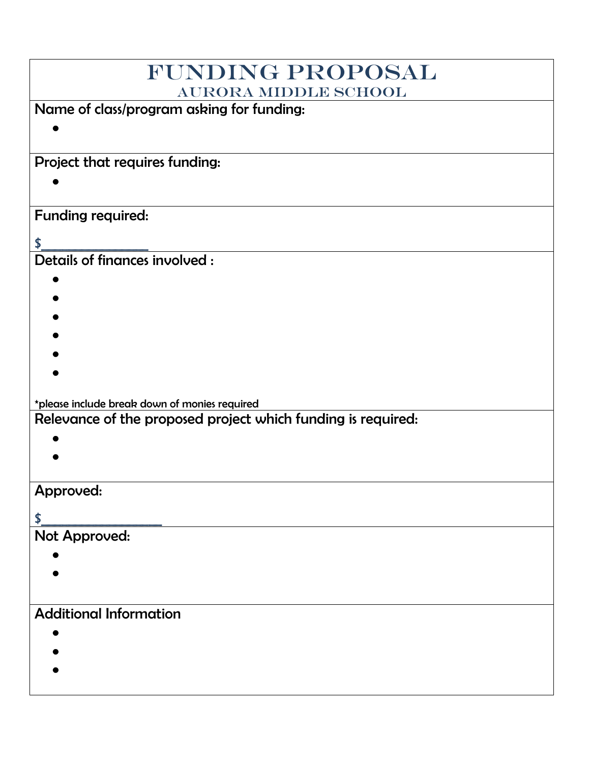# FUNDING PROPOSAL
## AURORA MIDDLE SCHOOL

**Name of class/program asking for funding:**

-

**Project that requires funding:**

-

**Funding required:**

$_______________

**Details of finances involved :**

-
-
-
-
-
-

*please include break down of monies required

**Relevance of the proposed project which funding is required:**

-
-

**Approved:**

$_________________

**Not Approved:**

-
-

**Additional Information**

-
-
-